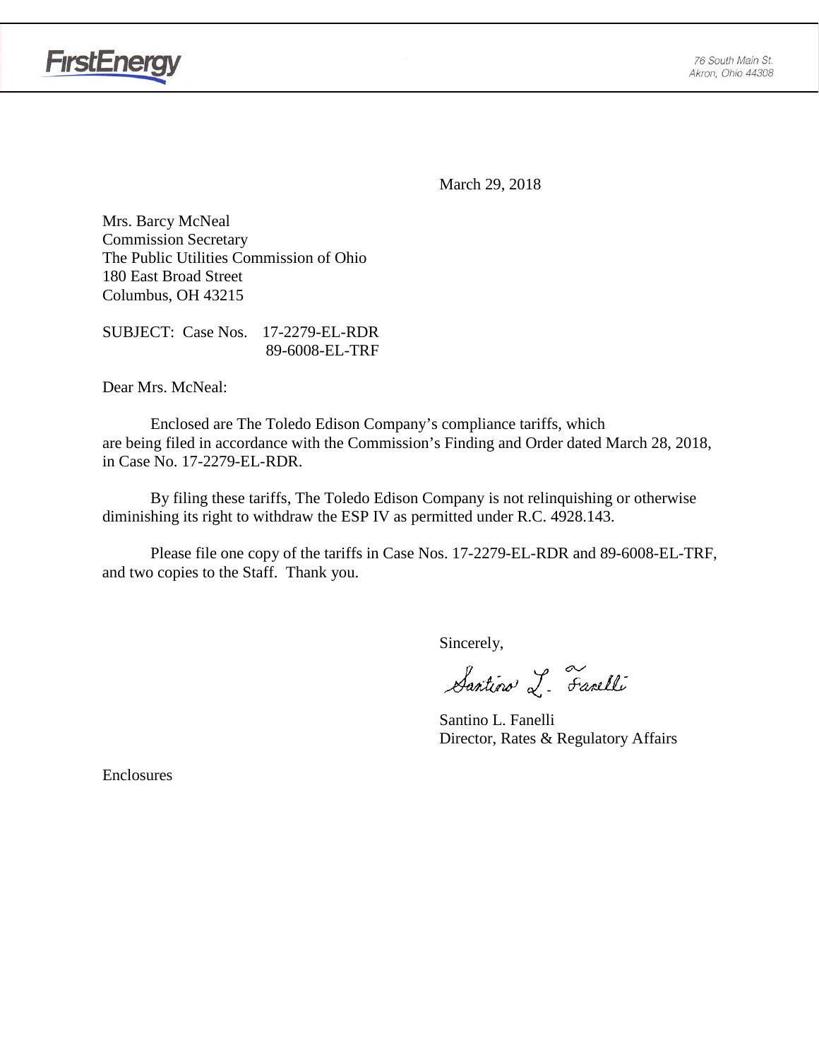FirstEnergy

76 South Main St.
Akron, Ohio 44308

March 29, 2018

Mrs. Barcy McNeal
Commission Secretary
The Public Utilities Commission of Ohio
180 East Broad Street
Columbus, OH 43215

SUBJECT: Case Nos. 17-2279-EL-RDR
89-6008-EL-TRF

Dear Mrs. McNeal:

Enclosed are The Toledo Edison Company's compliance tariffs, which are being filed in accordance with the Commission's Finding and Order dated March 28, 2018, in Case No. 17-2279-EL-RDR.

By filing these tariffs, The Toledo Edison Company is not relinquishing or otherwise diminishing its right to withdraw the ESP IV as permitted under R.C. 4928.143.

Please file one copy of the tariffs in Case Nos. 17-2279-EL-RDR and 89-6008-EL-TRF, and two copies to the Staff. Thank you.

Sincerely,

Santino L. Fanelli

Santino L. Fanelli
Director, Rates & Regulatory Affairs

Enclosures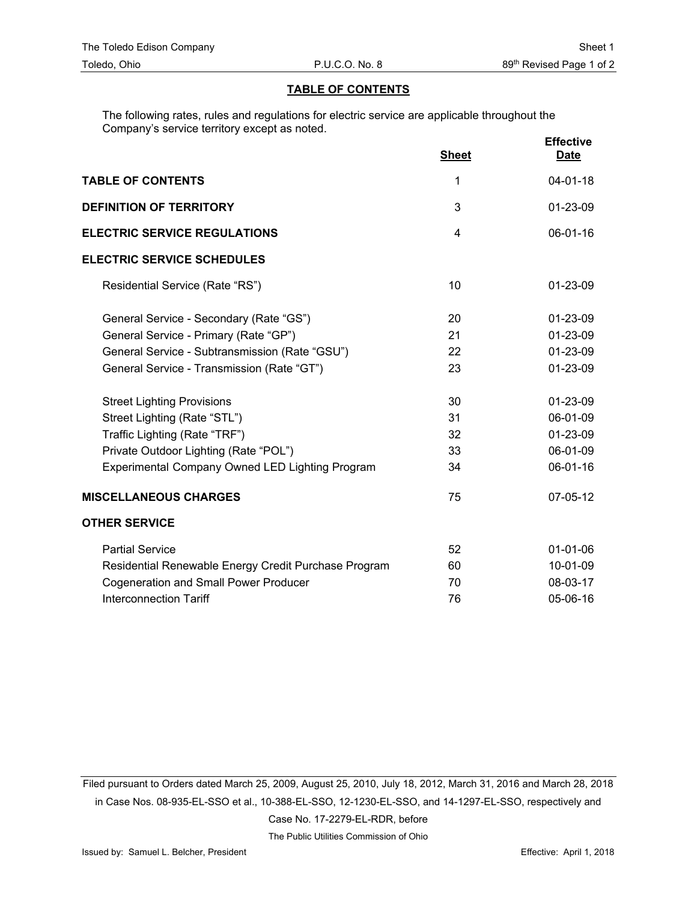## TABLE OF CONTENTS

The following rates, rules and regulations for electric service are applicable throughout the Company's service territory except as noted.

| | Sheet | Effective Date |
|---|---|---|
| **TABLE OF CONTENTS** | 1 | 04-01-18 |
| **DEFINITION OF TERRITORY** | 3 | 01-23-09 |
| **ELECTRIC SERVICE REGULATIONS** | 4 | 06-01-16 |
| **ELECTRIC SERVICE SCHEDULES** | | |
| Residential Service (Rate "RS") | 10 | 01-23-09 |
| General Service - Secondary (Rate "GS") | 20 | 01-23-09 |
| General Service - Primary (Rate "GP") | 21 | 01-23-09 |
| General Service - Subtransmission (Rate "GSU") | 22 | 01-23-09 |
| General Service - Transmission (Rate "GT") | 23 | 01-23-09 |
| Street Lighting Provisions | 30 | 01-23-09 |
| Street Lighting (Rate "STL") | 31 | 06-01-09 |
| Traffic Lighting (Rate "TRF") | 32 | 01-23-09 |
| Private Outdoor Lighting (Rate "POL") | 33 | 06-01-09 |
| Experimental Company Owned LED Lighting Program | 34 | 06-01-16 |
| **MISCELLANEOUS CHARGES** | 75 | 07-05-12 |
| **OTHER SERVICE** | | |
| Partial Service | 52 | 01-01-06 |
| Residential Renewable Energy Credit Purchase Program | 60 | 10-01-09 |
| Cogeneration and Small Power Producer | 70 | 08-03-17 |
| Interconnection Tariff | 76 | 05-06-16 |

Filed pursuant to Orders dated March 25, 2009, August 25, 2010, July 18, 2012, March 31, 2016 and March 28, 2018 in Case Nos. 08-935-EL-SSO et al., 10-388-EL-SSO, 12-1230-EL-SSO, and 14-1297-EL-SSO, respectively and Case No. 17-2279-EL-RDR, before The Public Utilities Commission of Ohio

Issued by: Samuel L. Belcher, President

Effective: April 1, 2018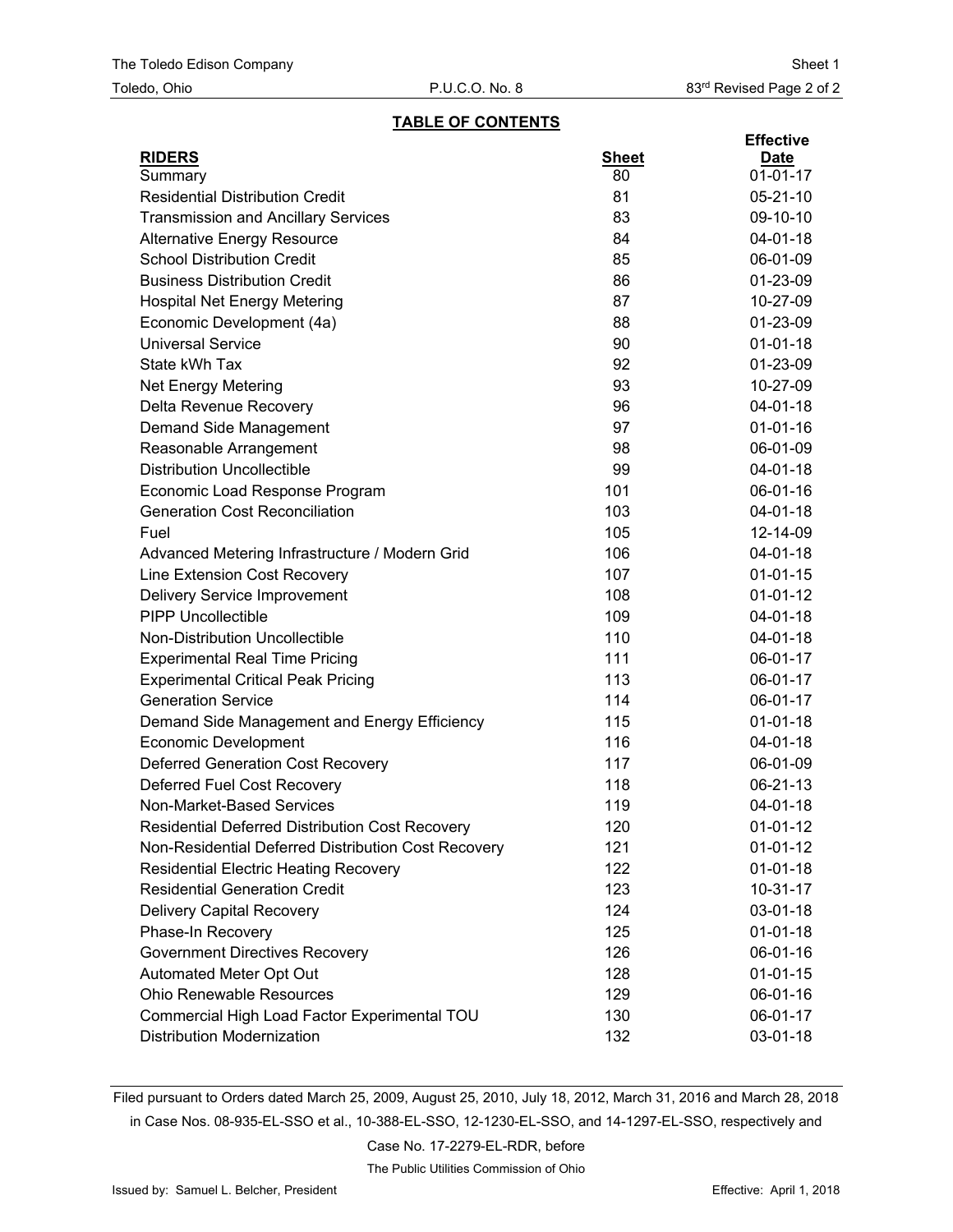The Toledo Edison Company
Toledo, Ohio

P.U.C.O. No. 8

Sheet 1
83rd Revised Page 2 of 2

## TABLE OF CONTENTS

| RIDERS | Sheet | Effective Date |
|---|---|---|
| Summary | 80 | 01-01-17 |
| Residential Distribution Credit | 81 | 05-21-10 |
| Transmission and Ancillary Services | 83 | 09-10-10 |
| Alternative Energy Resource | 84 | 04-01-18 |
| School Distribution Credit | 85 | 06-01-09 |
| Business Distribution Credit | 86 | 01-23-09 |
| Hospital Net Energy Metering | 87 | 10-27-09 |
| Economic Development (4a) | 88 | 01-23-09 |
| Universal Service | 90 | 01-01-18 |
| State kWh Tax | 92 | 01-23-09 |
| Net Energy Metering | 93 | 10-27-09 |
| Delta Revenue Recovery | 96 | 04-01-18 |
| Demand Side Management | 97 | 01-01-16 |
| Reasonable Arrangement | 98 | 06-01-09 |
| Distribution Uncollectible | 99 | 04-01-18 |
| Economic Load Response Program | 101 | 06-01-16 |
| Generation Cost Reconciliation | 103 | 04-01-18 |
| Fuel | 105 | 12-14-09 |
| Advanced Metering Infrastructure / Modern Grid | 106 | 04-01-18 |
| Line Extension Cost Recovery | 107 | 01-01-15 |
| Delivery Service Improvement | 108 | 01-01-12 |
| PIPP Uncollectible | 109 | 04-01-18 |
| Non-Distribution Uncollectible | 110 | 04-01-18 |
| Experimental Real Time Pricing | 111 | 06-01-17 |
| Experimental Critical Peak Pricing | 113 | 06-01-17 |
| Generation Service | 114 | 06-01-17 |
| Demand Side Management and Energy Efficiency | 115 | 01-01-18 |
| Economic Development | 116 | 04-01-18 |
| Deferred Generation Cost Recovery | 117 | 06-01-09 |
| Deferred Fuel Cost Recovery | 118 | 06-21-13 |
| Non-Market-Based Services | 119 | 04-01-18 |
| Residential Deferred Distribution Cost Recovery | 120 | 01-01-12 |
| Non-Residential Deferred Distribution Cost Recovery | 121 | 01-01-12 |
| Residential Electric Heating Recovery | 122 | 01-01-18 |
| Residential Generation Credit | 123 | 10-31-17 |
| Delivery Capital Recovery | 124 | 03-01-18 |
| Phase-In Recovery | 125 | 01-01-18 |
| Government Directives Recovery | 126 | 06-01-16 |
| Automated Meter Opt Out | 128 | 01-01-15 |
| Ohio Renewable Resources | 129 | 06-01-16 |
| Commercial High Load Factor Experimental TOU | 130 | 06-01-17 |
| Distribution Modernization | 132 | 03-01-18 |

Filed pursuant to Orders dated March 25, 2009, August 25, 2010, July 18, 2012, March 31, 2016 and March 28, 2018 in Case Nos. 08-935-EL-SSO et al., 10-388-EL-SSO, 12-1230-EL-SSO, and 14-1297-EL-SSO, respectively and Case No. 17-2279-EL-RDR, before
The Public Utilities Commission of Ohio

Issued by: Samuel L. Belcher, President

Effective: April 1, 2018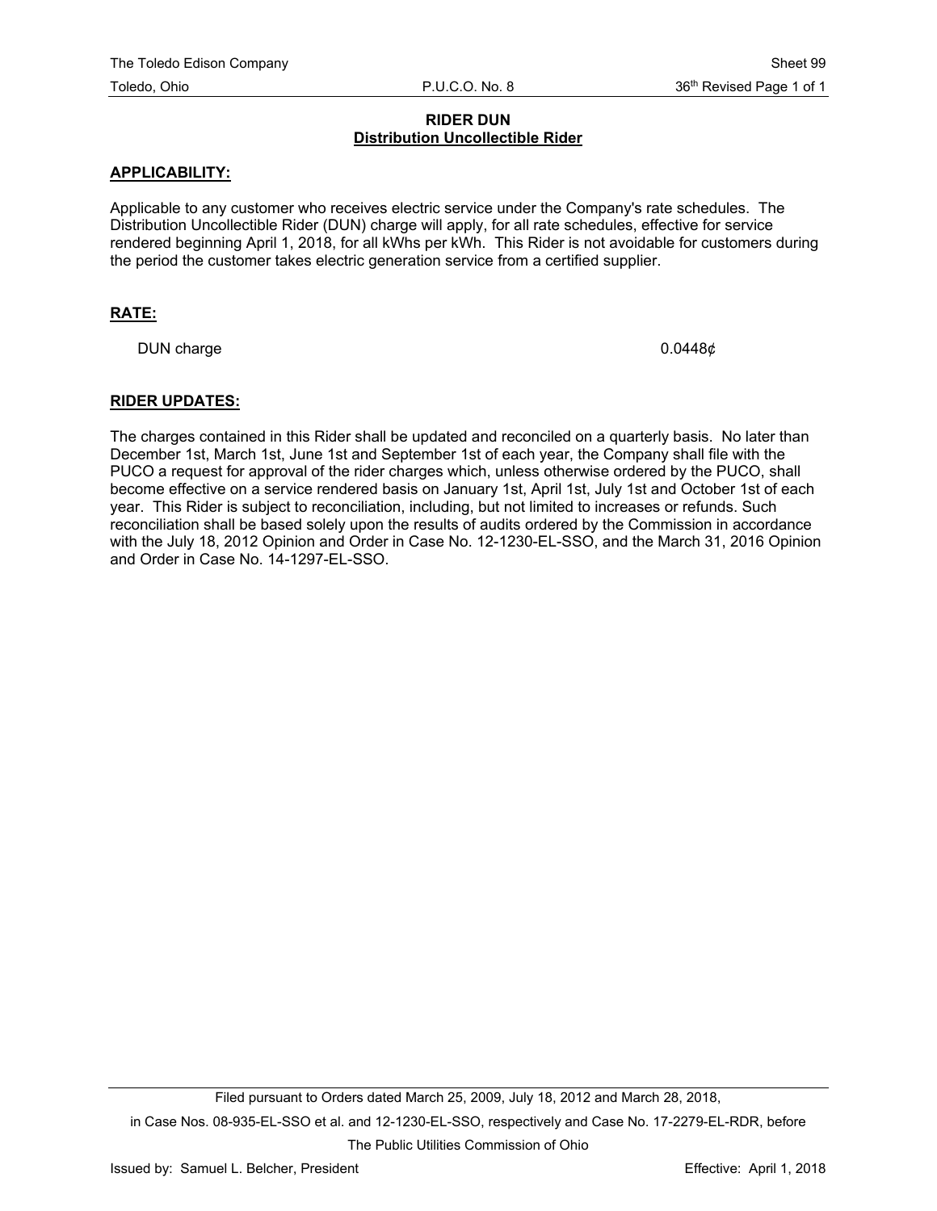# RIDER DUN
## Distribution Uncollectible Rider

**APPLICABILITY:**

Applicable to any customer who receives electric service under the Company's rate schedules. The Distribution Uncollectible Rider (DUN) charge will apply, for all rate schedules, effective for service rendered beginning April 1, 2018, for all kWhs per kWh. This Rider is not avoidable for customers during the period the customer takes electric generation service from a certified supplier.

**RATE:**

| | |
|---|---|
| DUN charge | 0.0448¢ |

**RIDER UPDATES:**

The charges contained in this Rider shall be updated and reconciled on a quarterly basis. No later than December 1st, March 1st, June 1st and September 1st of each year, the Company shall file with the PUCO a request for approval of the rider charges which, unless otherwise ordered by the PUCO, shall become effective on a service rendered basis on January 1st, April 1st, July 1st and October 1st of each year. This Rider is subject to reconciliation, including, but not limited to increases or refunds. Such reconciliation shall be based solely upon the results of audits ordered by the Commission in accordance with the July 18, 2012 Opinion and Order in Case No. 12-1230-EL-SSO, and the March 31, 2016 Opinion and Order in Case No. 14-1297-EL-SSO.

Filed pursuant to Orders dated March 25, 2009, July 18, 2012 and March 28, 2018, in Case Nos. 08-935-EL-SSO et al. and 12-1230-EL-SSO, respectively and Case No. 17-2279-EL-RDR, before The Public Utilities Commission of Ohio

Issued by: Samuel L. Belcher, President

Effective: April 1, 2018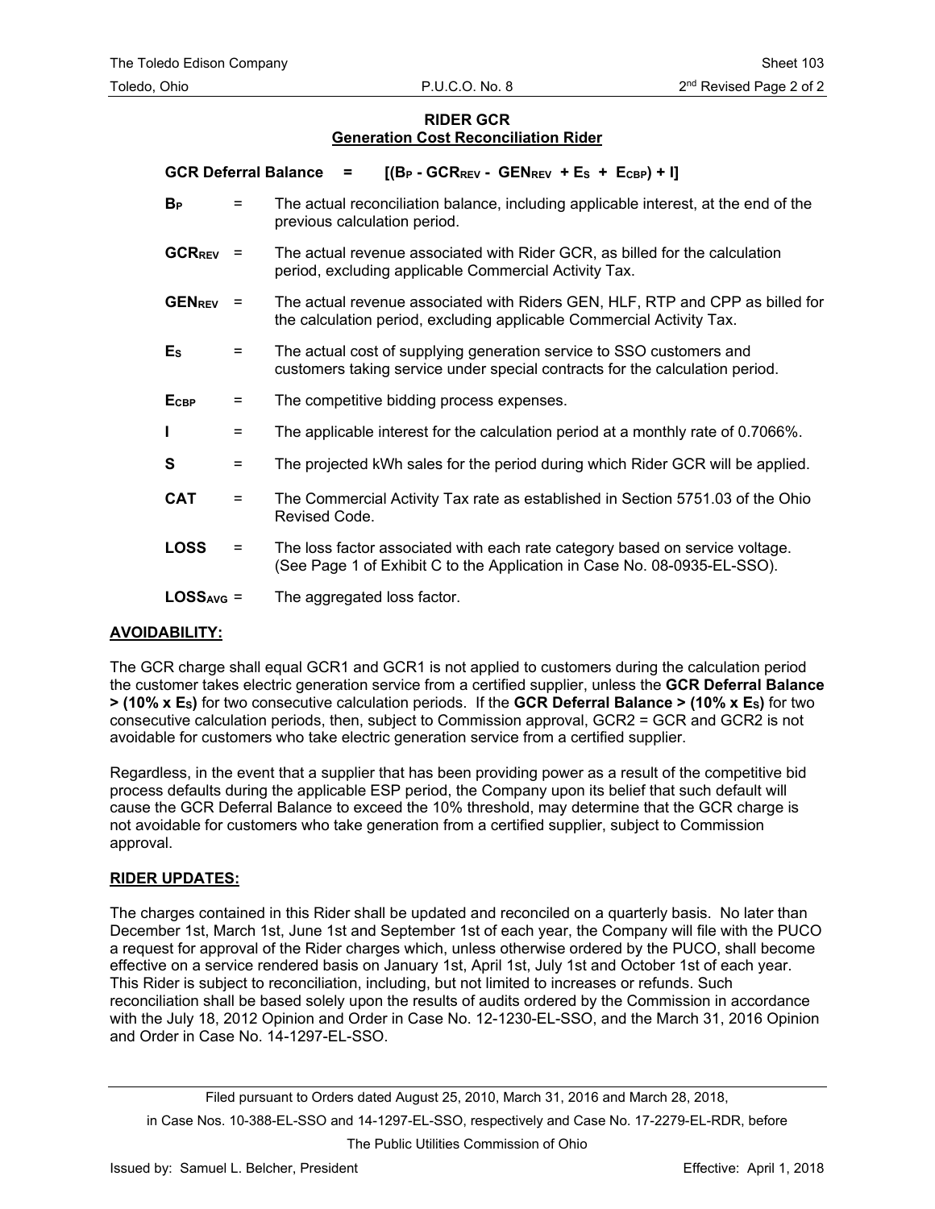## RIDER GCR
## Generation Cost Reconciliation Rider

**GCR Deferral Balance** = $[(B_P - GCR_{REV} - GEN_{REV} + E_S + E_{CBP}) + I]$

| | | |
|---|---|---|
| $B_P$ | = | The actual reconciliation balance, including applicable interest, at the end of the previous calculation period. |
| $GCR_{REV}$ | = | The actual revenue associated with Rider GCR, as billed for the calculation period, excluding applicable Commercial Activity Tax. |
| $GEN_{REV}$ | = | The actual revenue associated with Riders GEN, HLF, RTP and CPP as billed for the calculation period, excluding applicable Commercial Activity Tax. |
| $E_S$ | = | The actual cost of supplying generation service to SSO customers and customers taking service under special contracts for the calculation period. |
| $E_{CBP}$ | = | The competitive bidding process expenses. |
| **I** | = | The applicable interest for the calculation period at a monthly rate of 0.7066%. |
| **S** | = | The projected kWh sales for the period during which Rider GCR will be applied. |
| **CAT** | = | The Commercial Activity Tax rate as established in Section 5751.03 of the Ohio Revised Code. |
| **LOSS** | = | The loss factor associated with each rate category based on service voltage. (See Page 1 of Exhibit C to the Application in Case No. 08-0935-EL-SSO). |
| $LOSS_{AVG}$ | = | The aggregated loss factor. |

### AVOIDABILITY:

The GCR charge shall equal GCR1 and GCR1 is not applied to customers during the calculation period the customer takes electric generation service from a certified supplier, unless the **GCR Deferral Balance > (10% x $E_S$)** for two consecutive calculation periods. If the **GCR Deferral Balance > (10% x $E_S$)** for two consecutive calculation periods, then, subject to Commission approval, GCR2 = GCR and GCR2 is not avoidable for customers who take electric generation service from a certified supplier.

Regardless, in the event that a supplier that has been providing power as a result of the competitive bid process defaults during the applicable ESP period, the Company upon its belief that such default will cause the GCR Deferral Balance to exceed the 10% threshold, may determine that the GCR charge is not avoidable for customers who take generation from a certified supplier, subject to Commission approval.

### RIDER UPDATES:

The charges contained in this Rider shall be updated and reconciled on a quarterly basis. No later than December 1st, March 1st, June 1st and September 1st of each year, the Company will file with the PUCO a request for approval of the Rider charges which, unless otherwise ordered by the PUCO, shall become effective on a service rendered basis on January 1st, April 1st, July 1st and October 1st of each year. This Rider is subject to reconciliation, including, but not limited to increases or refunds. Such reconciliation shall be based solely upon the results of audits ordered by the Commission in accordance with the July 18, 2012 Opinion and Order in Case No. 12-1230-EL-SSO, and the March 31, 2016 Opinion and Order in Case No. 14-1297-EL-SSO.

Filed pursuant to Orders dated August 25, 2010, March 31, 2016 and March 28, 2018, in Case Nos. 10-388-EL-SSO and 14-1297-EL-SSO, respectively and Case No. 17-2279-EL-RDR, before The Public Utilities Commission of Ohio

Issued by: Samuel L. Belcher, President — Effective: April 1, 2018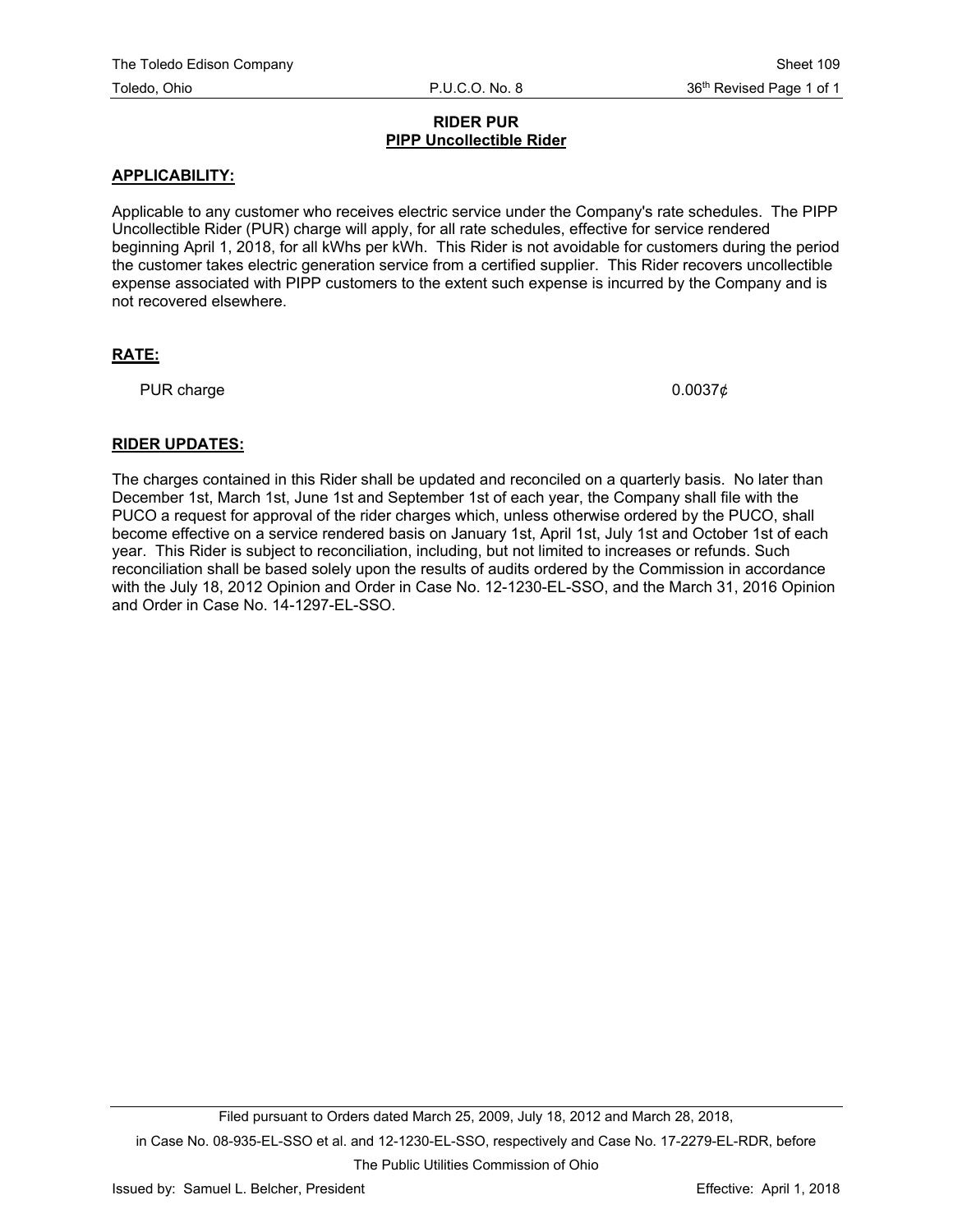# RIDER PUR

## PIPP Uncollectible Rider

### APPLICABILITY:

Applicable to any customer who receives electric service under the Company's rate schedules. The PIPP Uncollectible Rider (PUR) charge will apply, for all rate schedules, effective for service rendered beginning April 1, 2018, for all kWhs per kWh. This Rider is not avoidable for customers during the period the customer takes electric generation service from a certified supplier. This Rider recovers uncollectible expense associated with PIPP customers to the extent such expense is incurred by the Company and is not recovered elsewhere.

### RATE:

| | |
|---|---|
| PUR charge | 0.0037¢ |

### RIDER UPDATES:

The charges contained in this Rider shall be updated and reconciled on a quarterly basis. No later than December 1st, March 1st, June 1st and September 1st of each year, the Company shall file with the PUCO a request for approval of the rider charges which, unless otherwise ordered by the PUCO, shall become effective on a service rendered basis on January 1st, April 1st, July 1st and October 1st of each year. This Rider is subject to reconciliation, including, but not limited to increases or refunds. Such reconciliation shall be based solely upon the results of audits ordered by the Commission in accordance with the July 18, 2012 Opinion and Order in Case No. 12-1230-EL-SSO, and the March 31, 2016 Opinion and Order in Case No. 14-1297-EL-SSO.

Filed pursuant to Orders dated March 25, 2009, July 18, 2012 and March 28, 2018, in Case No. 08-935-EL-SSO et al. and 12-1230-EL-SSO, respectively and Case No. 17-2279-EL-RDR, before The Public Utilities Commission of Ohio

Issued by: Samuel L. Belcher, President

Effective: April 1, 2018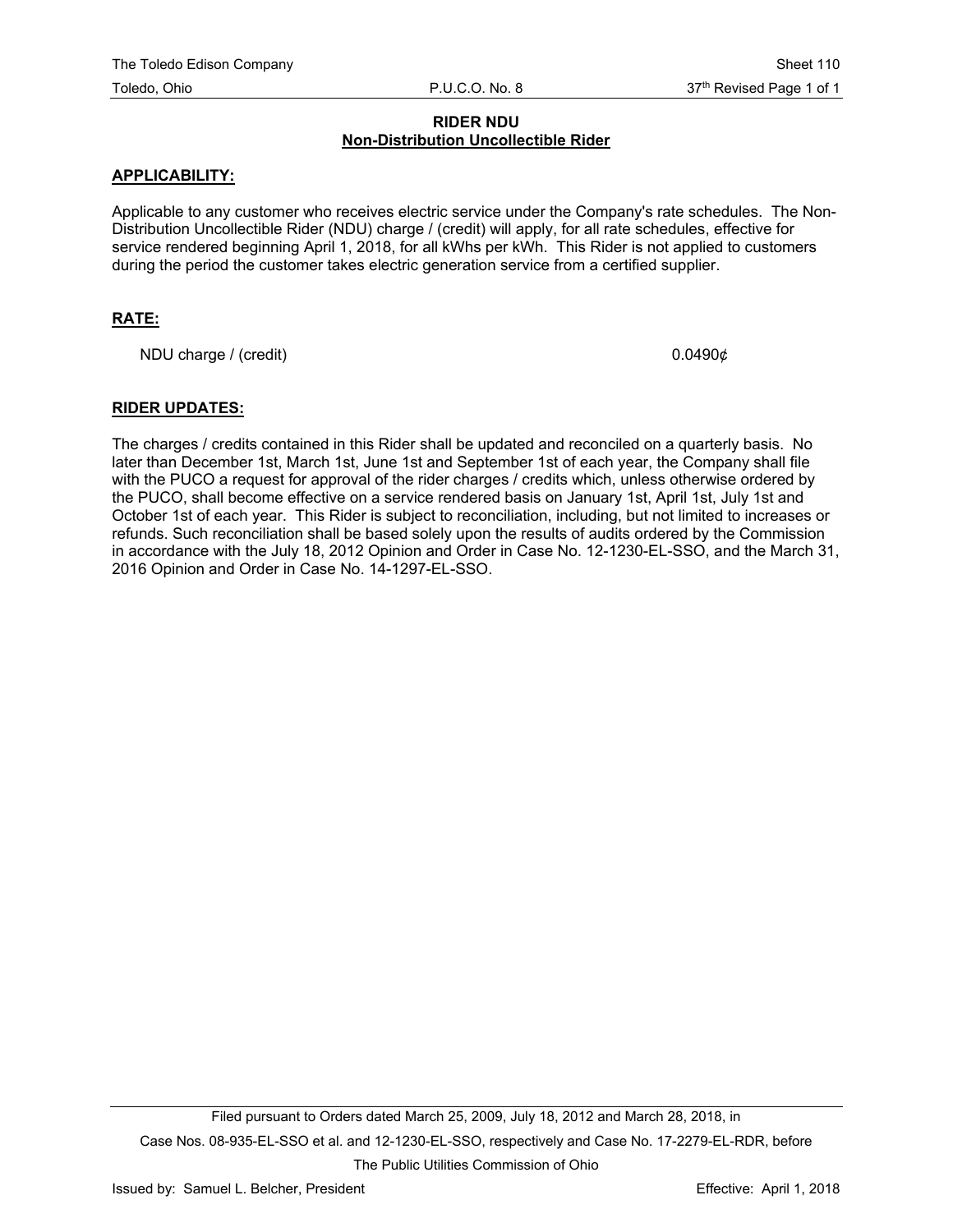## RIDER NDU
## Non-Distribution Uncollectible Rider

**APPLICABILITY:**

Applicable to any customer who receives electric service under the Company's rate schedules. The Non-Distribution Uncollectible Rider (NDU) charge / (credit) will apply, for all rate schedules, effective for service rendered beginning April 1, 2018, for all kWhs per kWh. This Rider is not applied to customers during the period the customer takes electric generation service from a certified supplier.

**RATE:**

| | |
|---|---|
| NDU charge / (credit) | 0.0490¢ |

**RIDER UPDATES:**

The charges / credits contained in this Rider shall be updated and reconciled on a quarterly basis. No later than December 1st, March 1st, June 1st and September 1st of each year, the Company shall file with the PUCO a request for approval of the rider charges / credits which, unless otherwise ordered by the PUCO, shall become effective on a service rendered basis on January 1st, April 1st, July 1st and October 1st of each year. This Rider is subject to reconciliation, including, but not limited to increases or refunds. Such reconciliation shall be based solely upon the results of audits ordered by the Commission in accordance with the July 18, 2012 Opinion and Order in Case No. 12-1230-EL-SSO, and the March 31, 2016 Opinion and Order in Case No. 14-1297-EL-SSO.

Filed pursuant to Orders dated March 25, 2009, July 18, 2012 and March 28, 2018, in Case Nos. 08-935-EL-SSO et al. and 12-1230-EL-SSO, respectively and Case No. 17-2279-EL-RDR, before The Public Utilities Commission of Ohio

Issued by: Samuel L. Belcher, President

Effective: April 1, 2018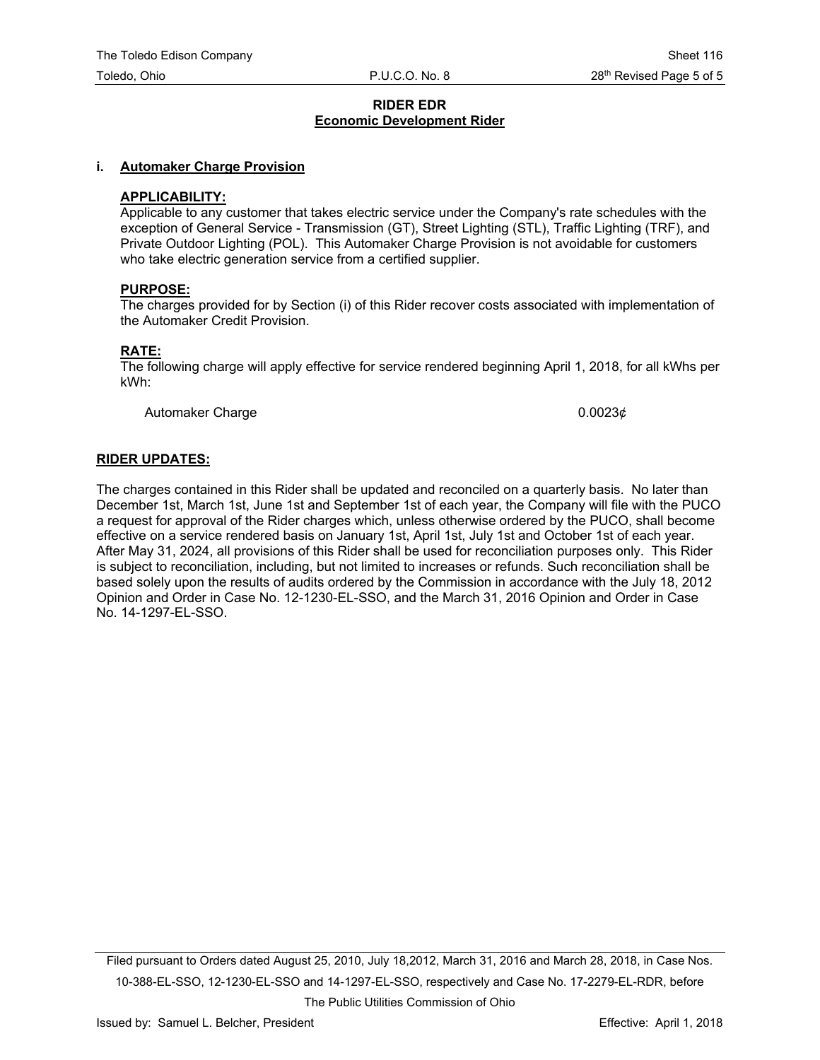## RIDER EDR
## Economic Development Rider

### i. Automaker Charge Provision

**APPLICABILITY:**
Applicable to any customer that takes electric service under the Company's rate schedules with the exception of General Service - Transmission (GT), Street Lighting (STL), Traffic Lighting (TRF), and Private Outdoor Lighting (POL). This Automaker Charge Provision is not avoidable for customers who take electric generation service from a certified supplier.

**PURPOSE:**
The charges provided for by Section (i) of this Rider recover costs associated with implementation of the Automaker Credit Provision.

**RATE:**
The following charge will apply effective for service rendered beginning April 1, 2018, for all kWhs per kWh:

| | |
|---|---|
| Automaker Charge | 0.0023¢ |

**RIDER UPDATES:**

The charges contained in this Rider shall be updated and reconciled on a quarterly basis. No later than December 1st, March 1st, June 1st and September 1st of each year, the Company will file with the PUCO a request for approval of the Rider charges which, unless otherwise ordered by the PUCO, shall become effective on a service rendered basis on January 1st, April 1st, July 1st and October 1st of each year. After May 31, 2024, all provisions of this Rider shall be used for reconciliation purposes only. This Rider is subject to reconciliation, including, but not limited to increases or refunds. Such reconciliation shall be based solely upon the results of audits ordered by the Commission in accordance with the July 18, 2012 Opinion and Order in Case No. 12-1230-EL-SSO, and the March 31, 2016 Opinion and Order in Case No. 14-1297-EL-SSO.

Filed pursuant to Orders dated August 25, 2010, July 18,2012, March 31, 2016 and March 28, 2018, in Case Nos. 10-388-EL-SSO, 12-1230-EL-SSO and 14-1297-EL-SSO, respectively and Case No. 17-2279-EL-RDR, before The Public Utilities Commission of Ohio

Issued by: Samuel L. Belcher, President

Effective: April 1, 2018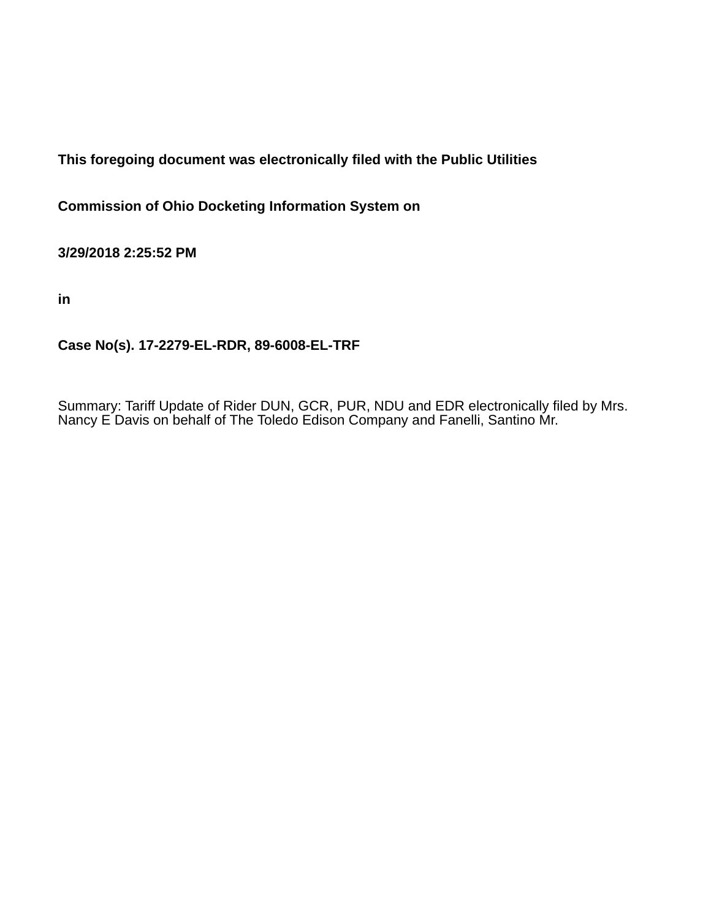**This foregoing document was electronically filed with the Public Utilities**

**Commission of Ohio Docketing Information System on**

**3/29/2018 2:25:52 PM**

**in**

**Case No(s). 17-2279-EL-RDR, 89-6008-EL-TRF**

Summary: Tariff Update of Rider DUN, GCR, PUR, NDU and EDR electronically filed by Mrs. Nancy E Davis on behalf of The Toledo Edison Company and Fanelli, Santino Mr.